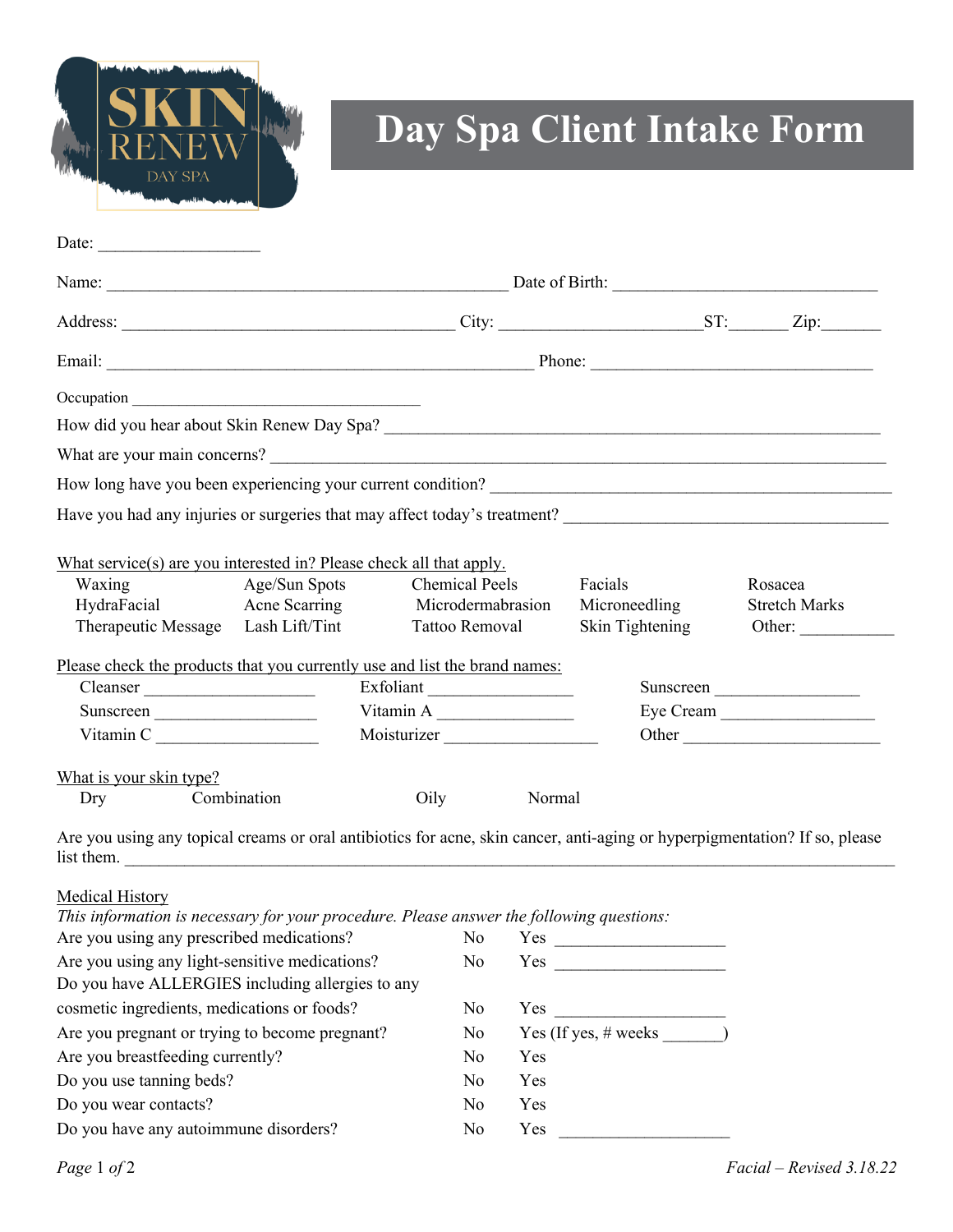SKIN RENEW
DAY SPA

# Day Spa Client Intake Form

Date: ___________________

Name: _______________________________________________ Date of Birth: ______________________________

Address: _______________________________________ City: _______________________ST:_______ Zip:_______

Email: __________________________________________________ Phone: _________________________________

Occupation __________________________________

How did you hear about Skin Renew Day Spa? ____________________________________________________________

What are your main concerns? ________________________________________________________________________

How long have you been experiencing your current condition? _______________________________________________

Have you had any injuries or surgeries that may affect today's treatment? _____________________________________

What service(s) are you interested in? Please check all that apply.

| | | | | |
|---|---|---|---|---|
| Waxing | Age/Sun Spots | Chemical Peels | Facials | Rosacea |
| HydraFacial | Acne Scarring | Microdermabrasion | Microneedling | Stretch Marks |
| Therapeutic Message | Lash Lift/Tint | Tattoo Removal | Skin Tightening | Other: ___________ |

Please check the products that you currently use and list the brand names:

| | | |
|---|---|---|
| Cleanser ___________________ | Exfoliant ________________ | Sunscreen _________________ |
| Sunscreen __________________ | Vitamin A _______________ | Eye Cream _________________ |
| Vitamin C __________________ | Moisturizer _________________ | Other _______________________ |

What is your skin type?

Dry Combination Oily Normal

Are you using any topical creams or oral antibiotics for acne, skin cancer, anti-aging or hyperpigmentation? If so, please list them. ________________________________________________________________________________________

Medical History

*This information is necessary for your procedure. Please answer the following questions:*

| | | |
|---|---|---|
| Are you using any prescribed medications? | No | Yes ___________________ |
| Are you using any light-sensitive medications? | No | Yes ___________________ |
| Do you have ALLERGIES including allergies to any cosmetic ingredients, medications or foods? | No | Yes ___________________ |
| Are you pregnant or trying to become pregnant? | No | Yes (If yes, # weeks _______) |
| Are you breastfeeding currently? | No | Yes |
| Do you use tanning beds? | No | Yes |
| Do you wear contacts? | No | Yes |
| Do you have any autoimmune disorders? | No | Yes ___________________ |

*Facial – Revised 3.18.22*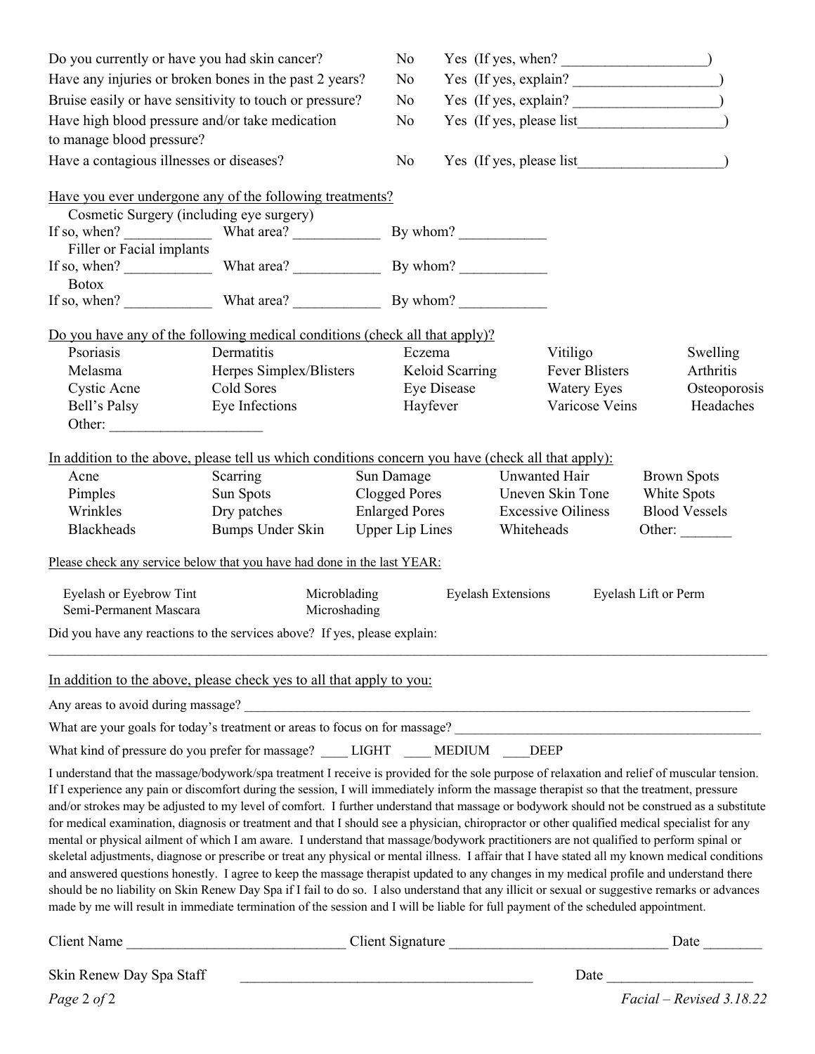| | | |
|---|---|---|
| Do you currently or have you had skin cancer? | No | Yes (If yes, when? ___________________) |
| Have any injuries or broken bones in the past 2 years? | No | Yes (If yes, explain? ___________________) |
| Bruise easily or have sensitivity to touch or pressure? | No | Yes (If yes, explain? ___________________) |
| Have high blood pressure and/or take medication to manage blood pressure? | No | Yes (If yes, please list___________________) |
| Have a contagious illnesses or diseases? | No | Yes (If yes, please list___________________) |

Have you ever undergone any of the following treatments?

Cosmetic Surgery (including eye surgery)
If so, when? ____________ What area? ____________ By whom? ____________

Filler or Facial implants
If so, when? ____________ What area? ____________ By whom? ____________

Botox
If so, when? ____________ What area? ____________ By whom? ____________

Do you have any of the following medical conditions (check all that apply)?

| | | | | |
|---|---|---|---|---|
| Psoriasis | Dermatitis | Eczema | Vitiligo | Swelling |
| Melasma | Herpes Simplex/Blisters | Keloid Scarring | Fever Blisters | Arthritis |
| Cystic Acne | Cold Sores | Eye Disease | Watery Eyes | Osteoporosis |
| Bell's Palsy | Eye Infections | Hayfever | Varicose Veins | Headaches |

Other: ____________________

In addition to the above, please tell us which conditions concern you have (check all that apply):

| | | | | |
|---|---|---|---|---|
| Acne | Scarring | Sun Damage | Unwanted Hair | Brown Spots |
| Pimples | Sun Spots | Clogged Pores | Uneven Skin Tone | White Spots |
| Wrinkles | Dry patches | Enlarged Pores | Excessive Oiliness | Blood Vessels |
| Blackheads | Bumps Under Skin | Upper Lip Lines | Whiteheads | Other: _______ |

Please check any service below that you have had done in the last YEAR:

| | | | |
|---|---|---|---|
| Eyelash or Eyebrow Tint | Microblading | Eyelash Extensions | Eyelash Lift or Perm |
| Semi-Permanent Mascara | Microshading | | |

Did you have any reactions to the services above? If yes, please explain:

______________________________________________________________________________

In addition to the above, please check yes to all that apply to you:

Any areas to avoid during massage? ______________________________________________________

What are your goals for today's treatment or areas to focus on for massage? ______________________________

What kind of pressure do you prefer for massage? ____ LIGHT ____ MEDIUM ____DEEP

I understand that the massage/bodywork/spa treatment I receive is provided for the sole purpose of relaxation and relief of muscular tension. If I experience any pain or discomfort during the session, I will immediately inform the massage therapist so that the treatment, pressure and/or strokes may be adjusted to my level of comfort. I further understand that massage or bodywork should not be construed as a substitute for medical examination, diagnosis or treatment and that I should see a physician, chiropractor or other qualified medical specialist for any mental or physical ailment of which I am aware. I understand that massage/bodywork practitioners are not qualified to perform spinal or skeletal adjustments, diagnose or prescribe or treat any physical or mental illness. I affair that I have stated all my known medical conditions and answered questions honestly. I agree to keep the massage therapist updated to any changes in my medical profile and understand there should be no liability on Skin Renew Day Spa if I fail to do so. I also understand that any illicit or sexual or suggestive remarks or advances made by me will result in immediate termination of the session and I will be liable for full payment of the scheduled appointment.

Client Name ______________________________ Client Signature ______________________________ Date ________

Skin Renew Day Spa Staff ________________________________________ Date ___________________

*Facial – Revised 3.18.22*